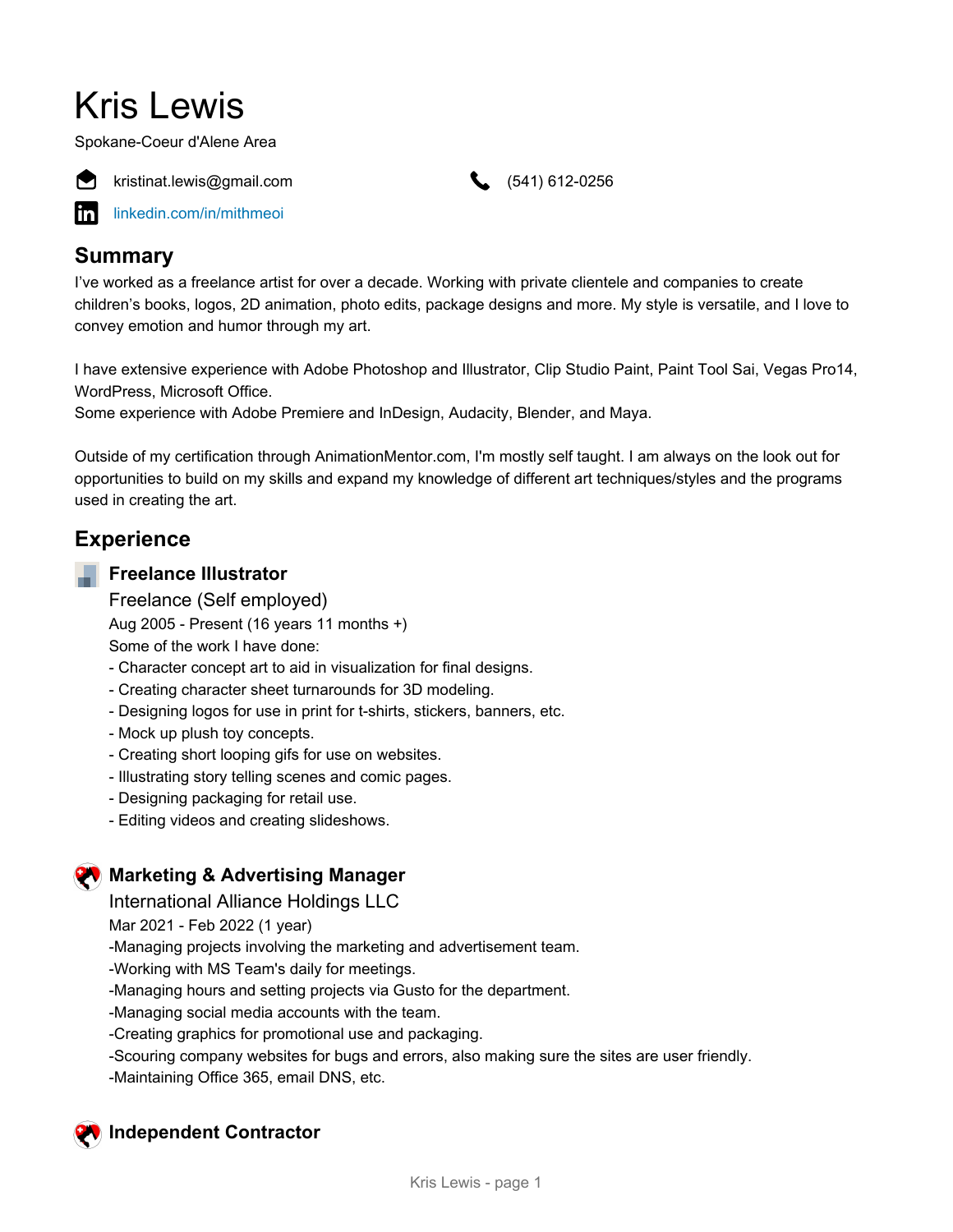# Kris Lewis

Spokane-Coeur d'Alene Area

kristinat.lewis@gmail.com

(541) 612-0256

linkedin.com/in/mithmeoi

## Summary

I've worked as a freelance artist for over a decade. Working with private clientele and companies to create children's books, logos, 2D animation, photo edits, package designs and more. My style is versatile, and I love to convey emotion and humor through my art.

I have extensive experience with Adobe Photoshop and Illustrator, Clip Studio Paint, Paint Tool Sai, Vegas Pro14, WordPress, Microsoft Office.
Some experience with Adobe Premiere and InDesign, Audacity, Blender, and Maya.

Outside of my certification through AnimationMentor.com, I'm mostly self taught. I am always on the look out for opportunities to build on my skills and expand my knowledge of different art techniques/styles and the programs used in creating the art.

## Experience

### Freelance Illustrator

Freelance (Self employed)

Aug 2005 - Present (16 years 11 months +)

Some of the work I have done:

- Character concept art to aid in visualization for final designs.
- Creating character sheet turnarounds for 3D modeling.
- Designing logos for use in print for t-shirts, stickers, banners, etc.
- Mock up plush toy concepts.
- Creating short looping gifs for use on websites.
- Illustrating story telling scenes and comic pages.
- Designing packaging for retail use.
- Editing videos and creating slideshows.

### Marketing & Advertising Manager

International Alliance Holdings LLC

Mar 2021 - Feb 2022 (1 year)

-Managing projects involving the marketing and advertisement team.
-Working with MS Team's daily for meetings.
-Managing hours and setting projects via Gusto for the department.
-Managing social media accounts with the team.
-Creating graphics for promotional use and packaging.
-Scouring company websites for bugs and errors, also making sure the sites are user friendly.
-Maintaining Office 365, email DNS, etc.

### Independent Contractor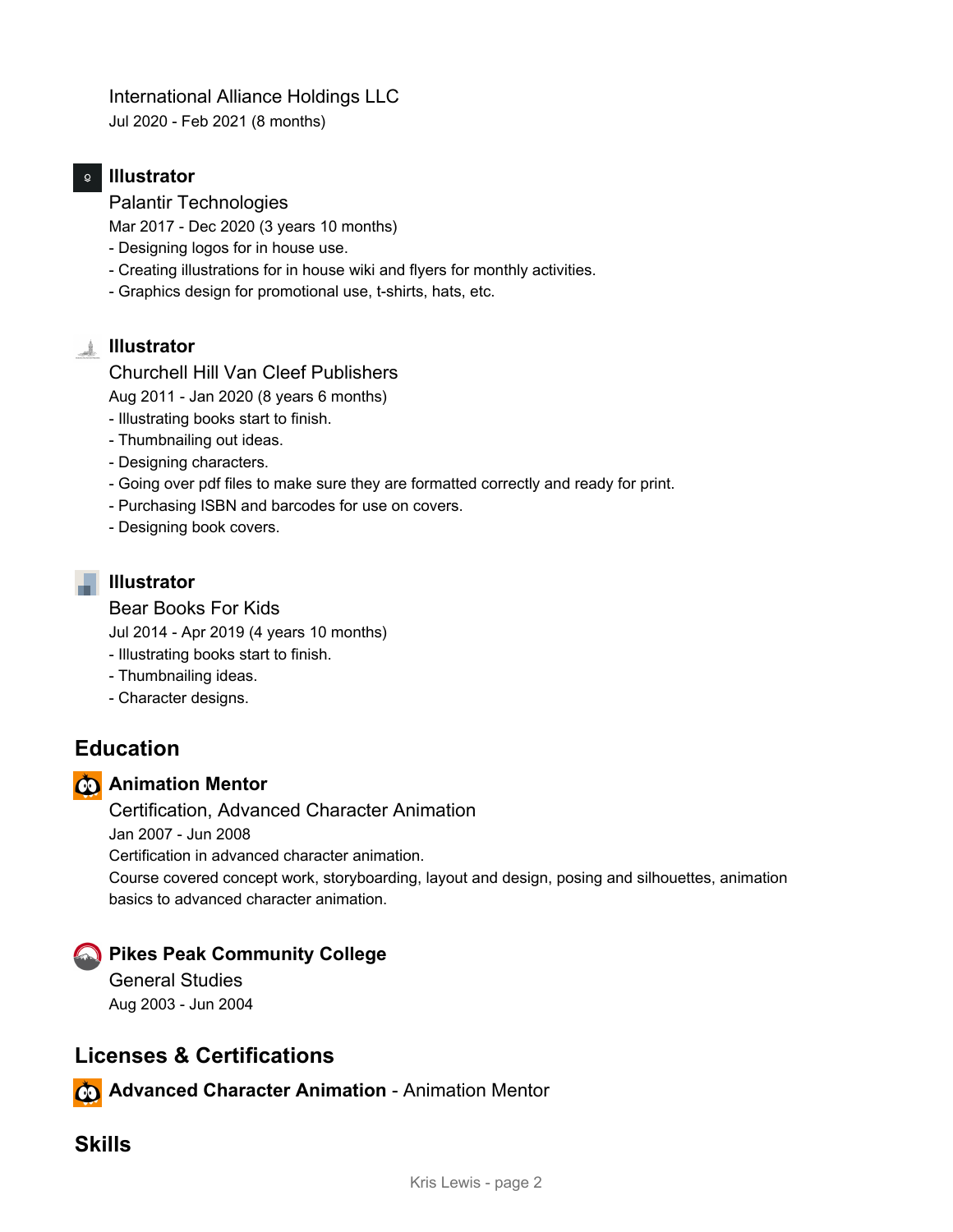International Alliance Holdings LLC
Jul 2020 - Feb 2021 (8 months)

### Illustrator

Palantir Technologies
Mar 2017 - Dec 2020 (3 years 10 months)

- Designing logos for in house use.
- Creating illustrations for in house wiki and flyers for monthly activities.
- Graphics design for promotional use, t-shirts, hats, etc.

### Illustrator

Churchell Hill Van Cleef Publishers
Aug 2011 - Jan 2020 (8 years 6 months)

- Illustrating books start to finish.
- Thumbnailing out ideas.
- Designing characters.
- Going over pdf files to make sure they are formatted correctly and ready for print.
- Purchasing ISBN and barcodes for use on covers.
- Designing book covers.

### Illustrator

Bear Books For Kids
Jul 2014 - Apr 2019 (4 years 10 months)

- Illustrating books start to finish.
- Thumbnailing ideas.
- Character designs.

## Education

### Animation Mentor

Certification, Advanced Character Animation
Jan 2007 - Jun 2008
Certification in advanced character animation.
Course covered concept work, storyboarding, layout and design, posing and silhouettes, animation basics to advanced character animation.

### Pikes Peak Community College

General Studies
Aug 2003 - Jun 2004

## Licenses & Certifications

**Advanced Character Animation** - Animation Mentor

## Skills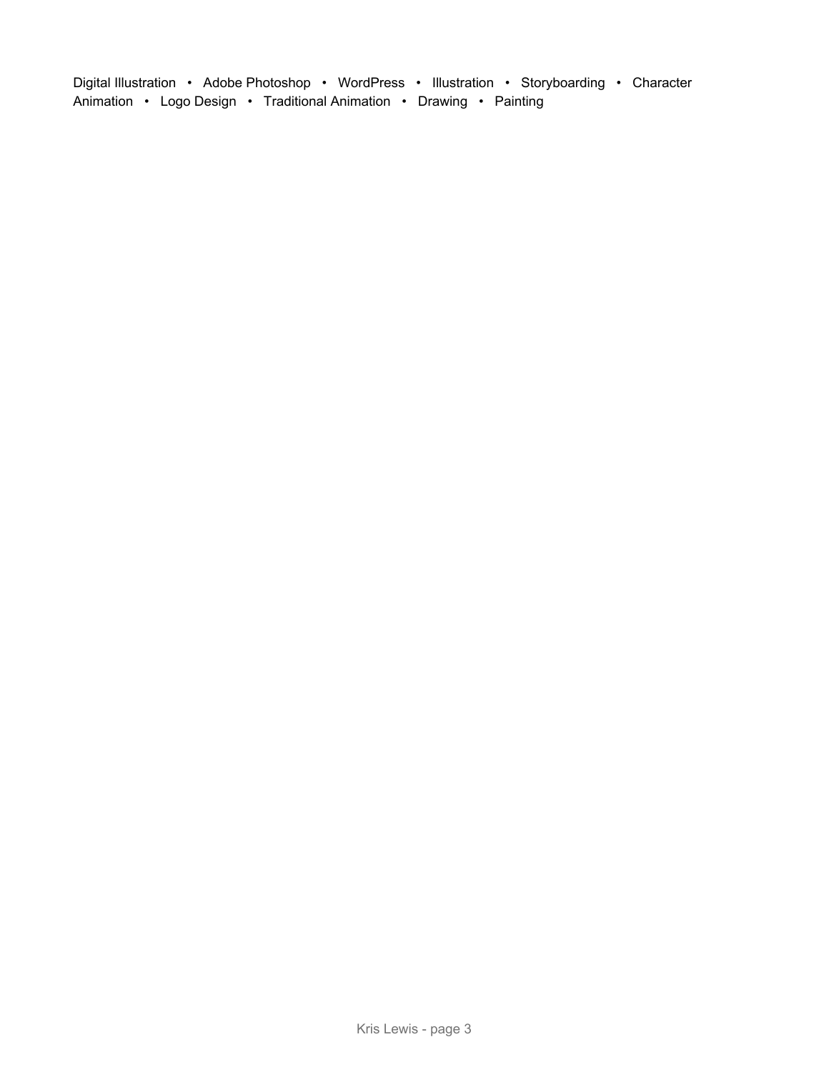Digital Illustration • Adobe Photoshop • WordPress • Illustration • Storyboarding • Character Animation • Logo Design • Traditional Animation • Drawing • Painting